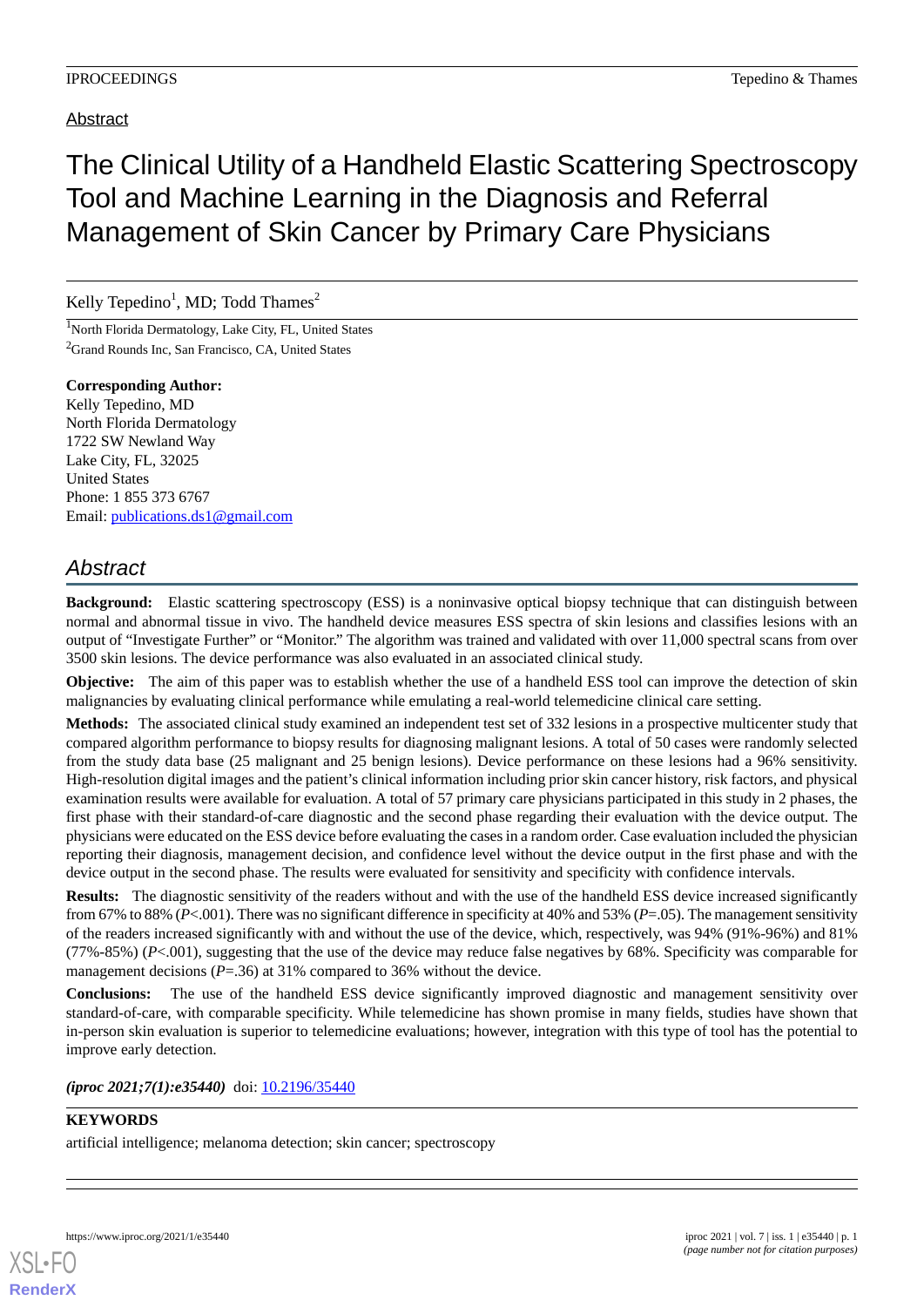Abstract

# The Clinical Utility of a Handheld Elastic Scattering Spectroscopy Tool and Machine Learning in the Diagnosis and Referral Management of Skin Cancer by Primary Care Physicians

Kelly Tepedino[1], MD; Todd Thames[2]

[1]North Florida Dermatology, Lake City, FL, United States

[2]Grand Rounds Inc, San Francisco, CA, United States

**Corresponding Author:**
Kelly Tepedino, MD
North Florida Dermatology
1722 SW Newland Way
Lake City, FL, 32025
United States
Phone: 1 855 373 6767
Email: publications.ds1@gmail.com

## *Abstract*

**Background:** Elastic scattering spectroscopy (ESS) is a noninvasive optical biopsy technique that can distinguish between normal and abnormal tissue in vivo. The handheld device measures ESS spectra of skin lesions and classifies lesions with an output of "Investigate Further" or "Monitor." The algorithm was trained and validated with over 11,000 spectral scans from over 3500 skin lesions. The device performance was also evaluated in an associated clinical study.

**Objective:** The aim of this paper was to establish whether the use of a handheld ESS tool can improve the detection of skin malignancies by evaluating clinical performance while emulating a real-world telemedicine clinical care setting.

**Methods:** The associated clinical study examined an independent test set of 332 lesions in a prospective multicenter study that compared algorithm performance to biopsy results for diagnosing malignant lesions. A total of 50 cases were randomly selected from the study data base (25 malignant and 25 benign lesions). Device performance on these lesions had a 96% sensitivity. High-resolution digital images and the patient's clinical information including prior skin cancer history, risk factors, and physical examination results were available for evaluation. A total of 57 primary care physicians participated in this study in 2 phases, the first phase with their standard-of-care diagnostic and the second phase regarding their evaluation with the device output. The physicians were educated on the ESS device before evaluating the cases in a random order. Case evaluation included the physician reporting their diagnosis, management decision, and confidence level without the device output in the first phase and with the device output in the second phase. The results were evaluated for sensitivity and specificity with confidence intervals.

**Results:** The diagnostic sensitivity of the readers without and with the use of the handheld ESS device increased significantly from 67% to 88% (*P*<.001). There was no significant difference in specificity at 40% and 53% (*P*=.05). The management sensitivity of the readers increased significantly with and without the use of the device, which, respectively, was 94% (91%-96%) and 81% (77%-85%) (*P*<.001), suggesting that the use of the device may reduce false negatives by 68%. Specificity was comparable for management decisions (*P*=.36) at 31% compared to 36% without the device.

**Conclusions:** The use of the handheld ESS device significantly improved diagnostic and management sensitivity over standard-of-care, with comparable specificity. While telemedicine has shown promise in many fields, studies have shown that in-person skin evaluation is superior to telemedicine evaluations; however, integration with this type of tool has the potential to improve early detection.

***(iproc 2021;7(1):e35440)*** doi: 10.2196/35440

**KEYWORDS**

artificial intelligence; melanoma detection; skin cancer; spectroscopy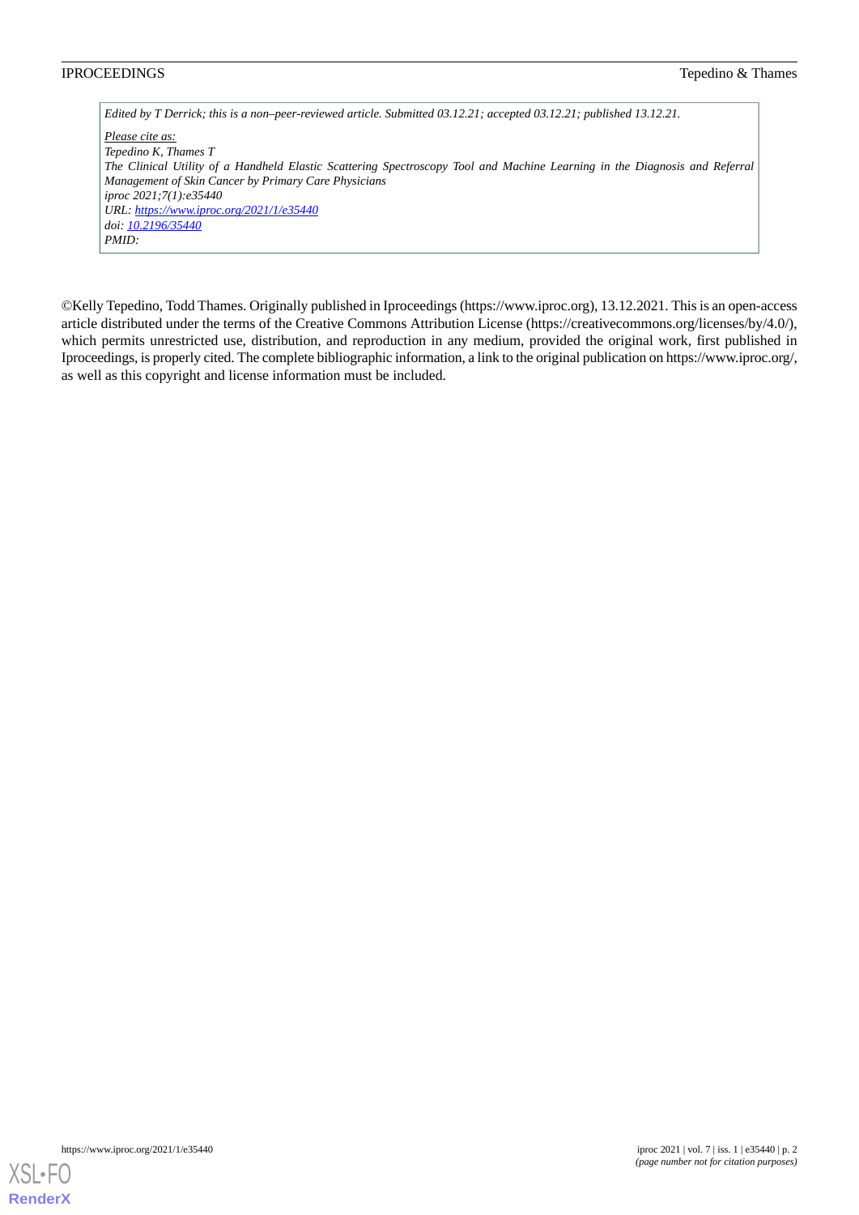*Edited by T Derrick; this is a non–peer-reviewed article. Submitted 03.12.21; accepted 03.12.21; published 13.12.21.*

*Please cite as:*
*Tepedino K, Thames T*
*The Clinical Utility of a Handheld Elastic Scattering Spectroscopy Tool and Machine Learning in the Diagnosis and Referral Management of Skin Cancer by Primary Care Physicians*
*iproc 2021;7(1):e35440*
*URL: https://www.iproc.org/2021/1/e35440*
*doi: 10.2196/35440*
*PMID:*

©Kelly Tepedino, Todd Thames. Originally published in Iproceedings (https://www.iproc.org), 13.12.2021. This is an open-access article distributed under the terms of the Creative Commons Attribution License (https://creativecommons.org/licenses/by/4.0/), which permits unrestricted use, distribution, and reproduction in any medium, provided the original work, first published in Iproceedings, is properly cited. The complete bibliographic information, a link to the original publication on https://www.iproc.org/, as well as this copyright and license information must be included.